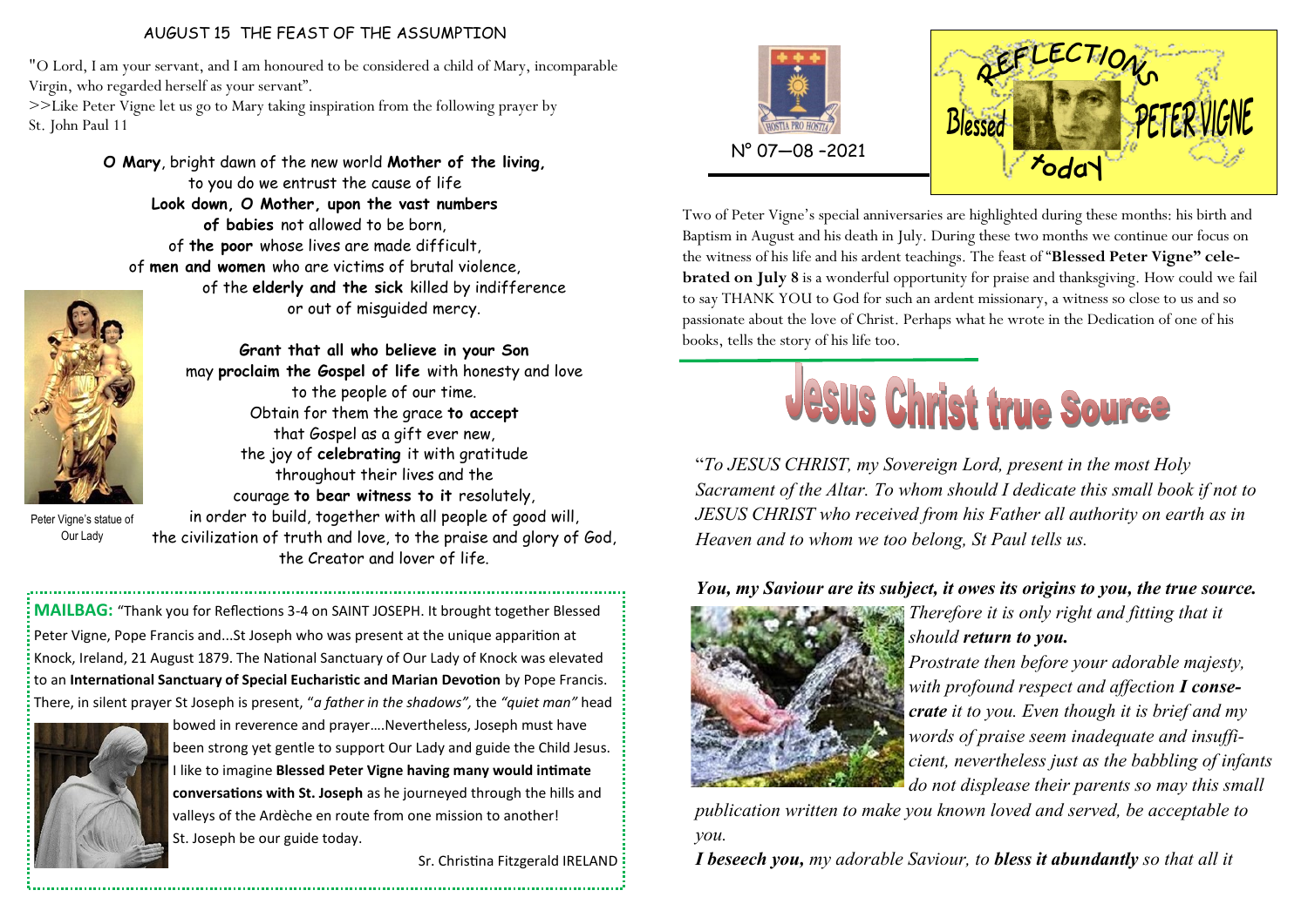## AUGUST 15 THE FEAST OF THE ASSUMPTION

"O Lord, I am your servant, and I am honoured to be considered a child of Mary, incomparable Virgin, who regarded herself as your servant".

>>Like Peter Vigne let us go to Mary taking inspiration from the following prayer by St. John Paul 11

**O Mary**, bright dawn of the new world **Mother of the living,**
to you do we entrust the cause of life
**Look down, O Mother, upon the vast numbers of babies** not allowed to be born,
of **the poor** whose lives are made difficult,
of **men and women** who are victims of brutal violence,
of the **elderly and the sick** killed by indifference
or out of misguided mercy.

**Grant that all who believe in your Son**
may **proclaim the Gospel of life** with honesty and love
to the people of our time.
Obtain for them the grace **to accept**
that Gospel as a gift ever new,
the joy of **celebrating** it with gratitude
throughout their lives and the
courage **to bear witness to it** resolutely,
in order to build, together with all people of good will,
the civilization of truth and love, to the praise and glory of God,
the Creator and lover of life.

Peter Vigne's statue of Our Lady

**MAILBAG:** "Thank you for Reflections 3-4 on SAINT JOSEPH. It brought together Blessed Peter Vigne, Pope Francis and...St Joseph who was present at the unique apparition at Knock, Ireland, 21 August 1879. The National Sanctuary of Our Lady of Knock was elevated to an **International Sanctuary of Special Eucharistic and Marian Devotion** by Pope Francis. There, in silent prayer St Joseph is present, "*a father in the shadows",* the *"quiet man"* head bowed in reverence and prayer….Nevertheless, Joseph must have been strong yet gentle to support Our Lady and guide the Child Jesus. I like to imagine **Blessed Peter Vigne having many would intimate conversations with St. Joseph** as he journeyed through the hills and valleys of the Ardèche en route from one mission to another! St. Joseph be our guide today.

Sr. Christina Fitzgerald IRELAND

HOSTIA PRO HOSTIA

N° 07—08 -2021

# REFLECTIONS Blessed PETER VIGNE today

Two of Peter Vigne's special anniversaries are highlighted during these months: his birth and Baptism in August and his death in July. During these two months we continue our focus on the witness of his life and his ardent teachings. The feast of "**Blessed Peter Vigne" celebrated on July 8** is a wonderful opportunity for praise and thanksgiving. How could we fail to say THANK YOU to God for such an ardent missionary, a witness so close to us and so passionate about the love of Christ. Perhaps what he wrote in the Dedication of one of his books, tells the story of his life too.

# Jesus Christ true Source

"*To JESUS CHRIST, my Sovereign Lord, present in the most Holy Sacrament of the Altar. To whom should I dedicate this small book if not to JESUS CHRIST who received from his Father all authority on earth as in Heaven and to whom we too belong, St Paul tells us.*

***You, my Saviour are its subject, it owes its origins to you, the true source.***

*Therefore it is only right and fitting that it should* ***return to you.***

*Prostrate then before your adorable majesty, with profound respect and affection* ***I consecrate*** *it to you. Even though it is brief and my words of praise seem inadequate and insufficient, nevertheless just as the babbling of infants do not displease their parents so may this small publication written to make you known loved and served, be acceptable to you.*

***I beseech you,*** *my adorable Saviour, to* ***bless it abundantly*** *so that all it*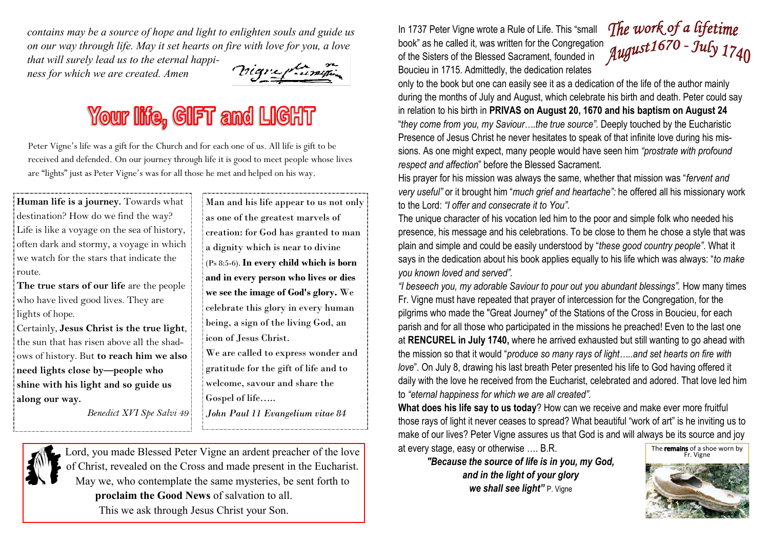*contains may be a source of hope and light to enlighten souls and guide us on our way through life. May it set hearts on fire with love for you, a love that will surely lead us to the eternal happiness for which we are created. Amen*

# Your life, GIFT and LIGHT

Peter Vigne's life was a gift for the Church and for each one of us. All life is gift to be received and defended. On our journey through life it is good to meet people whose lives are "lights" just as Peter Vigne's was for all those he met and helped on his way.

**Human life is a journey.** Towards what destination? How do we find the way? Life is like a voyage on the sea of history, often dark and stormy, a voyage in which we watch for the stars that indicate the route.

**The true stars of our life** are the people who have lived good lives. They are lights of hope.

Certainly, **Jesus Christ is the true light**, the sun that has risen above all the shadows of history. But **to reach him we also need lights close by—people who shine with his light and so guide us along our way.**

*Benedict XVI Spe Salvi 49*

Man and his life appear to us not only as one of the greatest marvels of creation: for God has granted to man a dignity which is near to divine (Ps 8:5-6). **In every child which is born and in every person who lives or dies we see the image of God's glory.** We celebrate this glory in every human being, a sign of the living God, an icon of Jesus Christ.

We are called to express wonder and gratitude for the gift of life and to welcome, savour and share the Gospel of life…..

*John Paul 11 Evangelium vitae 84*

Lord, you made Blessed Peter Vigne an ardent preacher of the love of Christ, revealed on the Cross and made present in the Eucharist. May we, who contemplate the same mysteries, be sent forth to **proclaim the Good News** of salvation to all.
This we ask through Jesus Christ your Son.

## The work of a lifetime August1670 - July 1740

In 1737 Peter Vigne wrote a Rule of Life. This "small book" as he called it, was written for the Congregation of the Sisters of the Blessed Sacrament, founded in Boucieu in 1715. Admittedly, the dedication relates only to the book but one can easily see it as a dedication of the life of the author mainly during the months of July and August, which celebrate his birth and death. Peter could say in relation to his birth in **PRIVAS on August 20, 1670 and his baptism on August 24** "*they come from you, my Saviour….the true source"*. Deeply touched by the Eucharistic Presence of Jesus Christ he never hesitates to speak of that infinite love during his missions. As one might expect, many people would have seen him *"prostrate with profound respect and affection*" before the Blessed Sacrament.

His prayer for his mission was always the same, whether that mission was "*fervent and very useful"* or it brought him "*much grief and heartache":* he offered all his missionary work to the Lord: *"I offer and consecrate it to You"*.

The unique character of his vocation led him to the poor and simple folk who needed his presence, his message and his celebrations. To be close to them he chose a style that was plain and simple and could be easily understood by "*these good country people"*. What it says in the dedication about his book applies equally to his life which was always: "*to make you known loved and served"*.

*"I beseech you, my adorable Saviour to pour out you abundant blessings"*. How many times Fr. Vigne must have repeated that prayer of intercession for the Congregation, for the pilgrims who made the "Great Journey" of the Stations of the Cross in Boucieu, for each parish and for all those who participated in the missions he preached! Even to the last one at **RENCUREL in July 1740,** where he arrived exhausted but still wanting to go ahead with the mission so that it would "*produce so many rays of light…..and set hearts on fire with love*". On July 8, drawing his last breath Peter presented his life to God having offered it daily with the love he received from the Eucharist, celebrated and adored. That love led him to *"eternal happiness for which we are all created"*.

**What does his life say to us today**? How can we receive and make ever more fruitful those rays of light it never ceases to spread? What beautiful "work of art" is he inviting us to make of our lives? Peter Vigne assures us that God is and will always be its source and joy at every stage, easy or otherwise …. B.R.

***"Because the source of life is in you, my God, and in the light of your glory we shall see light"*** P. Vigne

The **remains** of a shoe worn by Fr. Vigne